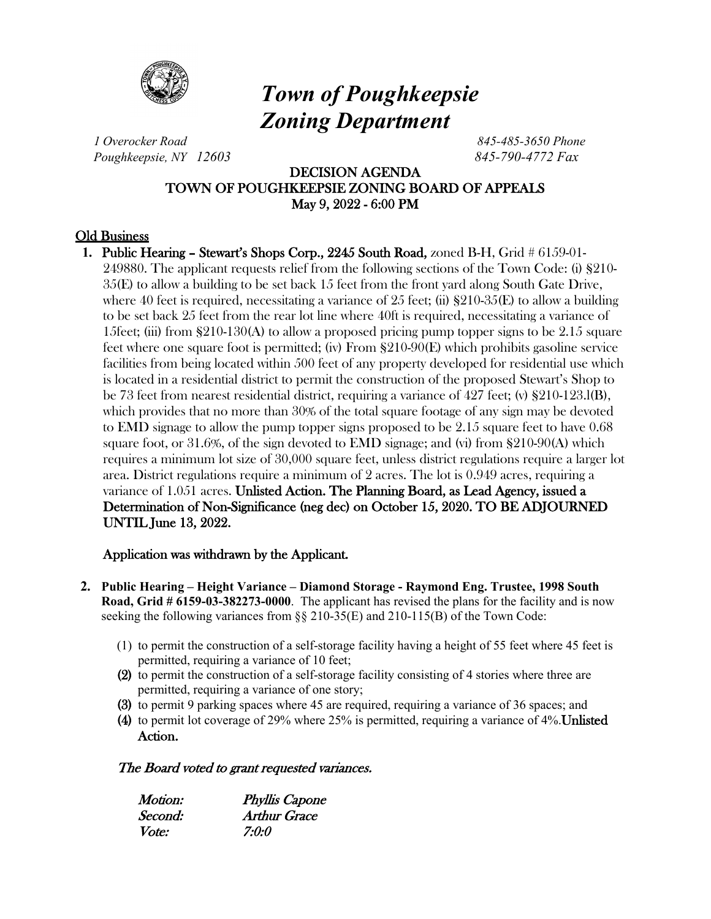# *Town of Poughkeepsie Zoning Department*

*1 Overocker Road*
*Poughkeepsie, NY 12603*

*845-485-3650 Phone*
*845-790-4772 Fax*

**DECISION AGENDA**
**TOWN OF POUGHKEEPSIE ZONING BOARD OF APPEALS**
**May 9, 2022 - 6:00 PM**

## Old Business

1. **Public Hearing – Stewart's Shops Corp., 2245 South Road,** zoned B-H, Grid # 6159-01-249880. The applicant requests relief from the following sections of the Town Code: (i) §210-35(E) to allow a building to be set back 15 feet from the front yard along South Gate Drive, where 40 feet is required, necessitating a variance of 25 feet; (ii) §210-35(E) to allow a building to be set back 25 feet from the rear lot line where 40ft is required, necessitating a variance of 15feet; (iii) from §210-130(A) to allow a proposed pricing pump topper signs to be 2.15 square feet where one square foot is permitted; (iv) From §210-90(E) which prohibits gasoline service facilities from being located within 500 feet of any property developed for residential use which is located in a residential district to permit the construction of the proposed Stewart's Shop to be 73 feet from nearest residential district, requiring a variance of 427 feet; (v) §210-123.l(B), which provides that no more than 30% of the total square footage of any sign may be devoted to EMD signage to allow the pump topper signs proposed to be 2.15 square feet to have 0.68 square foot, or 31.6%, of the sign devoted to EMD signage; and (vi) from §210-90(A) which requires a minimum lot size of 30,000 square feet, unless district regulations require a larger lot area. District regulations require a minimum of 2 acres. The lot is 0.949 acres, requiring a variance of 1.051 acres. **Unlisted Action. The Planning Board, as Lead Agency, issued a Determination of Non-Significance (neg dec) on October 15, 2020. TO BE ADJOURNED UNTIL June 13, 2022.**

   **Application was withdrawn by the Applicant.**

2. **Public Hearing – Height Variance – Diamond Storage - Raymond Eng. Trustee, 1998 South Road, Grid # 6159-03-382273-0000**. The applicant has revised the plans for the facility and is now seeking the following variances from §§ 210-35(E) and 210-115(B) of the Town Code:

   (1) to permit the construction of a self-storage facility having a height of 55 feet where 45 feet is permitted, requiring a variance of 10 feet;
   (2) to permit the construction of a self-storage facility consisting of 4 stories where three are permitted, requiring a variance of one story;
   (3) to permit 9 parking spaces where 45 are required, requiring a variance of 36 spaces; and
   (4) to permit lot coverage of 29% where 25% is permitted, requiring a variance of 4%.**Unlisted Action.**

   ***The Board voted to grant requested variances.***

   | | |
   |---|---|
   | *Motion:* | *Phyllis Capone* |
   | *Second:* | *Arthur Grace* |
   | *Vote:* | *7:0:0* |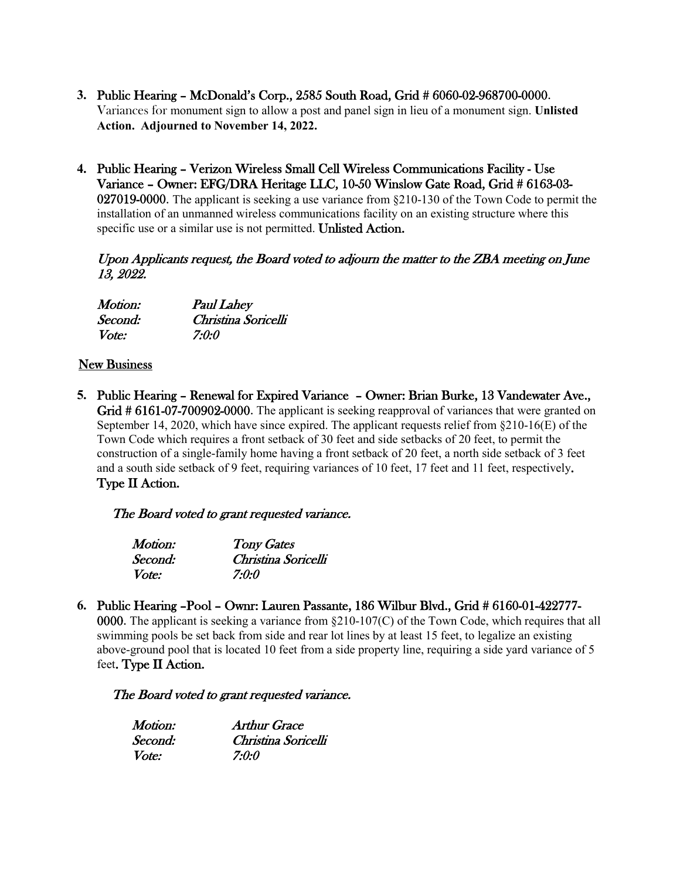3. **Public Hearing – McDonald's Corp., 2585 South Road, Grid # 6060-02-968700-0000**. Variances for monument sign to allow a post and panel sign in lieu of a monument sign. **Unlisted Action. Adjourned to November 14, 2022.**

4. **Public Hearing – Verizon Wireless Small Cell Wireless Communications Facility - Use Variance – Owner: EFG/DRA Heritage LLC, 10-50 Winslow Gate Road, Grid # 6163-03-027019-0000**. The applicant is seeking a use variance from §210-130 of the Town Code to permit the installation of an unmanned wireless communications facility on an existing structure where this specific use or a similar use is not permitted. **Unlisted Action.**

   *Upon Applicants request, the Board voted to adjourn the matter to the ZBA meeting on June 13, 2022.*

   | | |
   |---|---|
   | *Motion:* | *Paul Lahey* |
   | *Second:* | *Christina Soricelli* |
   | *Vote:* | *7:0:0* |

**New Business**

5. **Public Hearing – Renewal for Expired Variance – Owner: Brian Burke, 13 Vandewater Ave., Grid # 6161-07-700902-0000**. The applicant is seeking reapproval of variances that were granted on September 14, 2020, which have since expired. The applicant requests relief from §210-16(E) of the Town Code which requires a front setback of 30 feet and side setbacks of 20 feet, to permit the construction of a single-family home having a front setback of 20 feet, a north side setback of 3 feet and a south side setback of 9 feet, requiring variances of 10 feet, 17 feet and 11 feet, respectively**. Type II Action.**

   *The Board voted to grant requested variance.*

   | | |
   |---|---|
   | *Motion:* | *Tony Gates* |
   | *Second:* | *Christina Soricelli* |
   | *Vote:* | *7:0:0* |

6. **Public Hearing –Pool – Ownr: Lauren Passante, 186 Wilbur Blvd., Grid # 6160-01-422777-0000**. The applicant is seeking a variance from §210-107(C) of the Town Code, which requires that all swimming pools be set back from side and rear lot lines by at least 15 feet, to legalize an existing above-ground pool that is located 10 feet from a side property line, requiring a side yard variance of 5 feet**. Type II Action.**

   *The Board voted to grant requested variance.*

   | | |
   |---|---|
   | *Motion:* | *Arthur Grace* |
   | *Second:* | *Christina Soricelli* |
   | *Vote:* | *7:0:0* |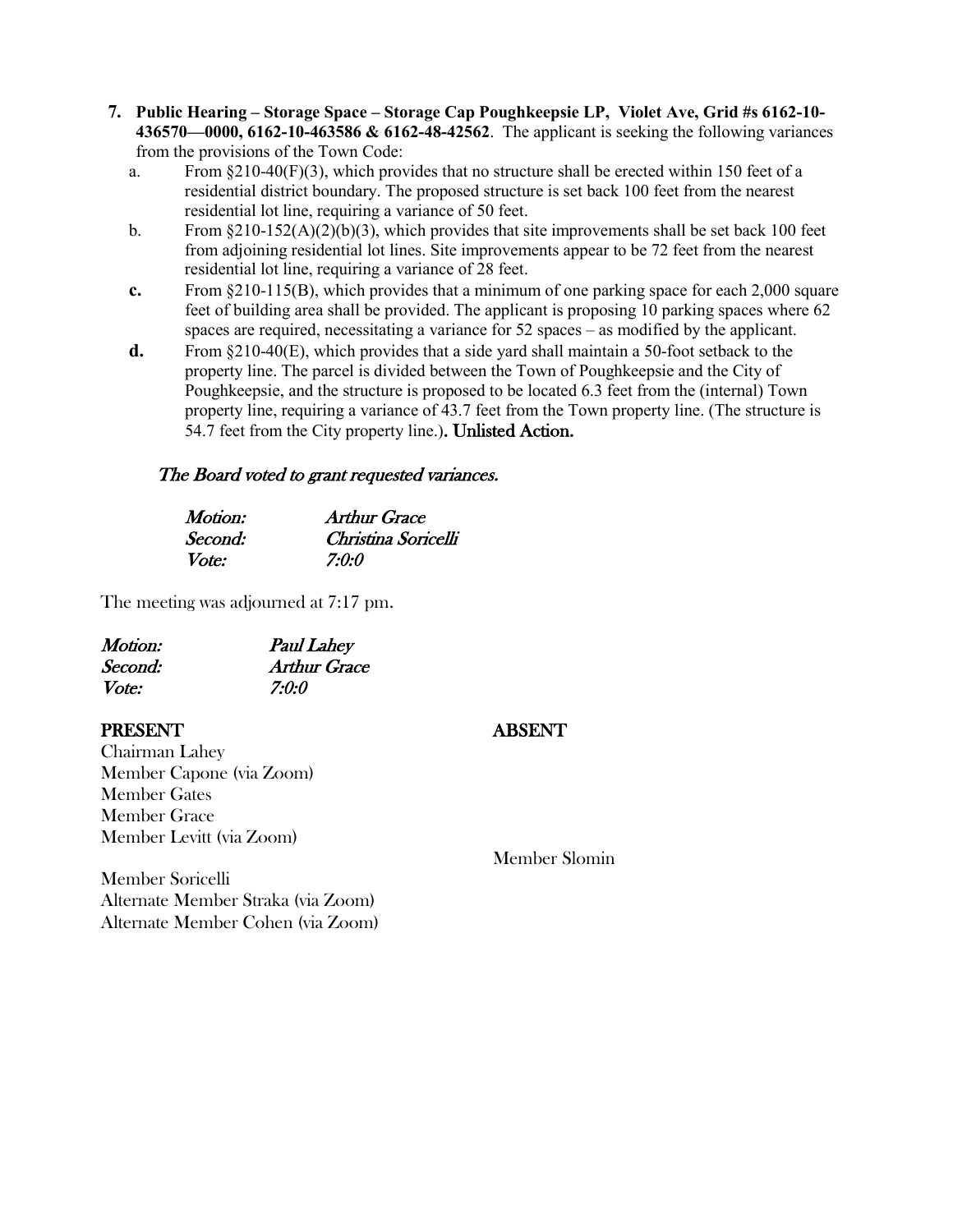7. **Public Hearing – Storage Space – Storage Cap Poughkeepsie LP, Violet Ave, Grid #s 6162-10-436570—0000, 6162-10-463586 & 6162-48-42562**. The applicant is seeking the following variances from the provisions of the Town Code:
   a. From §210-40(F)(3), which provides that no structure shall be erected within 150 feet of a residential district boundary. The proposed structure is set back 100 feet from the nearest residential lot line, requiring a variance of 50 feet.
   b. From §210-152(A)(2)(b)(3), which provides that site improvements shall be set back 100 feet from adjoining residential lot lines. Site improvements appear to be 72 feet from the nearest residential lot line, requiring a variance of 28 feet.
   **c.** From §210-115(B), which provides that a minimum of one parking space for each 2,000 square feet of building area shall be provided. The applicant is proposing 10 parking spaces where 62 spaces are required, necessitating a variance for 52 spaces – as modified by the applicant.
   **d.** From §210-40(E), which provides that a side yard shall maintain a 50-foot setback to the property line. The parcel is divided between the Town of Poughkeepsie and the City of Poughkeepsie, and the structure is proposed to be located 6.3 feet from the (internal) Town property line, requiring a variance of 43.7 feet from the Town property line. (The structure is 54.7 feet from the City property line.). **Unlisted Action.**

*The Board voted to grant requested variances.*

| | |
|---|---|
| *Motion:* | *Arthur Grace* |
| *Second:* | *Christina Soricelli* |
| *Vote:* | *7:0:0* |

The meeting was adjourned at 7:17 pm.

| | |
|---|---|
| ***Motion:*** | ***Paul Lahey*** |
| ***Second:*** | ***Arthur Grace*** |
| *Vote:* | *7:0:0* |

| **PRESENT** | **ABSENT** |
|---|---|
| Chairman Lahey | |
| Member Capone (via Zoom) | |
| Member Gates | |
| Member Grace | |
| Member Levitt (via Zoom) | |
| | Member Slomin |
| Member Soricelli | |
| Alternate Member Straka (via Zoom) | |
| Alternate Member Cohen (via Zoom) | |